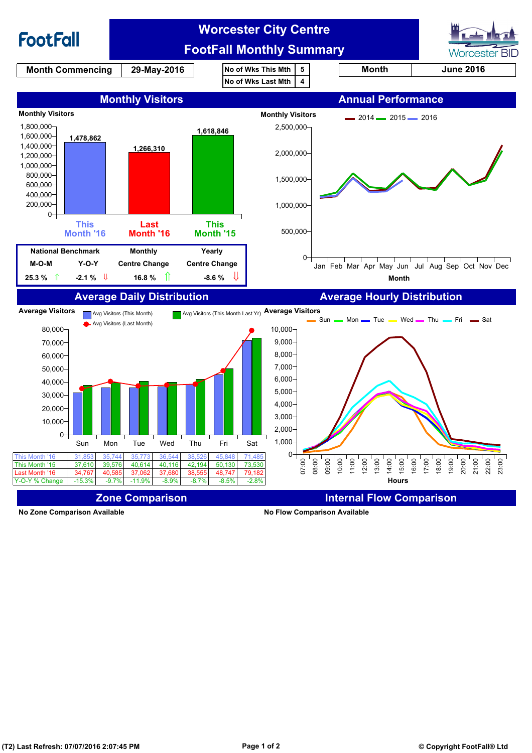# Worcester City Centre FootFall Monthly Summary

FootFall — Worcester BID

| Month Commencing | 29-May-2016 |
|---|---|

| No of Wks This Mth | 5 |
|---|---|
| No of Wks Last Mth | 4 |

| Month | June 2016 |
|---|---|

## Monthly Visitors

Monthly Visitors

| | This Month '16 | Last Month '16 | This Month '15 |
|---|---|---|---|
| Monthly Visitors | 1,478,862 | 1,266,310 | 1,618,846 |

| National Benchmark M-O-M | National Benchmark Y-O-Y | Monthly Centre Change | Yearly Centre Change |
|---|---|---|---|
| 25.3 % ⇑ | -2.1 % ⇓ | 16.8 % ⇑ | -8.6 % ⇓ |

## Annual Performance

Monthly Visitors (2014, 2015, 2016) — Jan to Dec, Month

## Average Daily Distribution

Average Visitors — Avg Visitors (This Month), Avg Visitors (This Month Last Yr), Avg Visitors (Last Month)

| | Sun | Mon | Tue | Wed | Thu | Fri | Sat |
|---|---|---|---|---|---|---|---|
| This Month '16 | 31,853 | 35,744 | 35,773 | 36,544 | 38,526 | 45,848 | 71,485 |
| This Month '15 | 37,610 | 39,576 | 40,614 | 40,116 | 42,194 | 50,130 | 73,530 |
| Last Month '16 | 34,767 | 40,585 | 37,062 | 37,680 | 38,555 | 48,747 | 79,182 |
| Y-O-Y % Change | -15.3% | -9.7% | -11.9% | -8.9% | -8.7% | -8.5% | -2.8% |

## Average Hourly Distribution

Average Visitors — Sun, Mon, Tue, Wed, Thu, Fri, Sat — Hours 07:00 to 23:00

## Zone Comparison

No Zone Comparison Available

## Internal Flow Comparison

No Flow Comparison Available

(T2) Last Refresh: 07/07/2016 2:07:45 PM

© Copyright FootFall® Ltd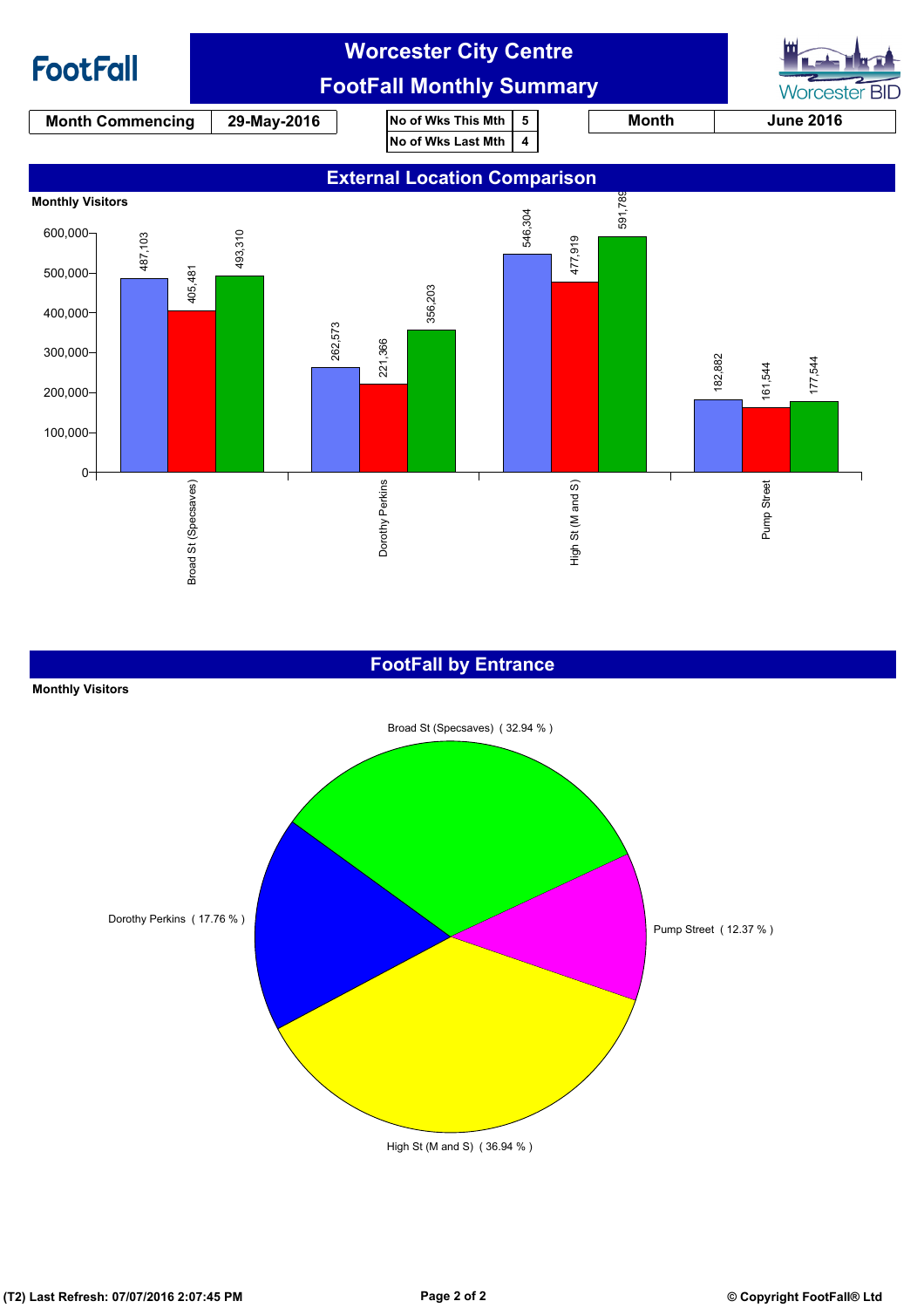# Worcester City Centre

## FootFall Monthly Summary

| Month Commencing | 29-May-2016 |
|---|---|

| No of Wks This Mth | 5 |
|---|---|
| No of Wks Last Mth | 4 |

| Month | June 2016 |
|---|---|

## External Location Comparison

Monthly Visitors

| Location | | | |
|---|---|---|---|
| Broad St (Specsaves) | 487,103 | 405,481 | 493,310 |
| Dorothy Perkins | 262,573 | 221,366 | 356,203 |
| High St (M and S) | 546,304 | 477,919 | 591,789 |
| Pump Street | 182,882 | 161,544 | 177,544 |

## FootFall by Entrance

Monthly Visitors

- Broad St (Specsaves) ( 32.94 % )
- Dorothy Perkins ( 17.76 % )
- High St (M and S) ( 36.94 % )
- Pump Street ( 12.37 % )

(T2) Last Refresh: 07/07/2016 2:07:45 PM

© Copyright FootFall® Ltd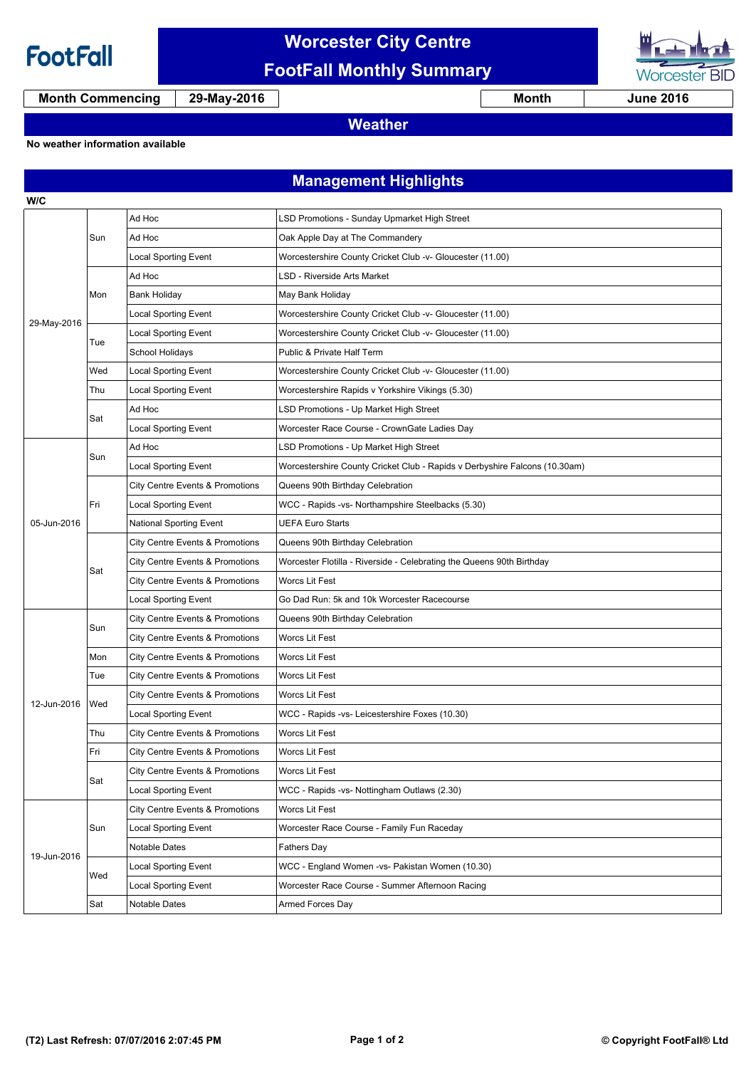# Worcester City Centre
## FootFall Monthly Summary

| Month Commencing | 29-May-2016 | Month | June 2016 |
|---|---|---|---|

## Weather

**No weather information available**

## Management Highlights

| W/C | Day | Category | Event |
|---|---|---|---|
| 29-May-2016 | Sun | Ad Hoc | LSD Promotions - Sunday Upmarket High Street |
| | | Ad Hoc | Oak Apple Day at The Commandery |
| | | Local Sporting Event | Worcestershire County Cricket Club -v- Gloucester (11.00) |
| | Mon | Ad Hoc | LSD - Riverside Arts Market |
| | | Bank Holiday | May Bank Holiday |
| | | Local Sporting Event | Worcestershire County Cricket Club -v- Gloucester (11.00) |
| | Tue | Local Sporting Event | Worcestershire County Cricket Club -v- Gloucester (11.00) |
| | | School Holidays | Public & Private Half Term |
| | Wed | Local Sporting Event | Worcestershire County Cricket Club -v- Gloucester (11.00) |
| | Thu | Local Sporting Event | Worcestershire Rapids v Yorkshire Vikings (5.30) |
| | Sat | Ad Hoc | LSD Promotions - Up Market High Street |
| | | Local Sporting Event | Worcester Race Course - CrownGate Ladies Day |
| 05-Jun-2016 | Sun | Ad Hoc | LSD Promotions - Up Market High Street |
| | | Local Sporting Event | Worcestershire County Cricket Club - Rapids v Derbyshire Falcons (10.30am) |
| | Fri | City Centre Events & Promotions | Queens 90th Birthday Celebration |
| | | Local Sporting Event | WCC - Rapids -vs- Northampshire Steelbacks (5.30) |
| | | National Sporting Event | UEFA Euro Starts |
| | Sat | City Centre Events & Promotions | Queens 90th Birthday Celebration |
| | | City Centre Events & Promotions | Worcester Flotilla - Riverside - Celebrating the Queens 90th Birthday |
| | | City Centre Events & Promotions | Worcs Lit Fest |
| | | Local Sporting Event | Go Dad Run: 5k and 10k Worcester Racecourse |
| 12-Jun-2016 | Sun | City Centre Events & Promotions | Queens 90th Birthday Celebration |
| | | City Centre Events & Promotions | Worcs Lit Fest |
| | Mon | City Centre Events & Promotions | Worcs Lit Fest |
| | Tue | City Centre Events & Promotions | Worcs Lit Fest |
| | Wed | City Centre Events & Promotions | Worcs Lit Fest |
| | | Local Sporting Event | WCC - Rapids -vs- Leicestershire Foxes (10.30) |
| | Thu | City Centre Events & Promotions | Worcs Lit Fest |
| | Fri | City Centre Events & Promotions | Worcs Lit Fest |
| | Sat | City Centre Events & Promotions | Worcs Lit Fest |
| | | Local Sporting Event | WCC - Rapids -vs- Nottingham Outlaws (2.30) |
| 19-Jun-2016 | Sun | City Centre Events & Promotions | Worcs Lit Fest |
| | | Local Sporting Event | Worcester Race Course - Family Fun Raceday |
| | | Notable Dates | Fathers Day |
| | Wed | Local Sporting Event | WCC - England Women -vs- Pakistan Women (10.30) |
| | | Local Sporting Event | Worcester Race Course - Summer Afternoon Racing |
| | Sat | Notable Dates | Armed Forces Day |

(T2) Last Refresh: 07/07/2016 2:07:45 PM

© Copyright FootFall® Ltd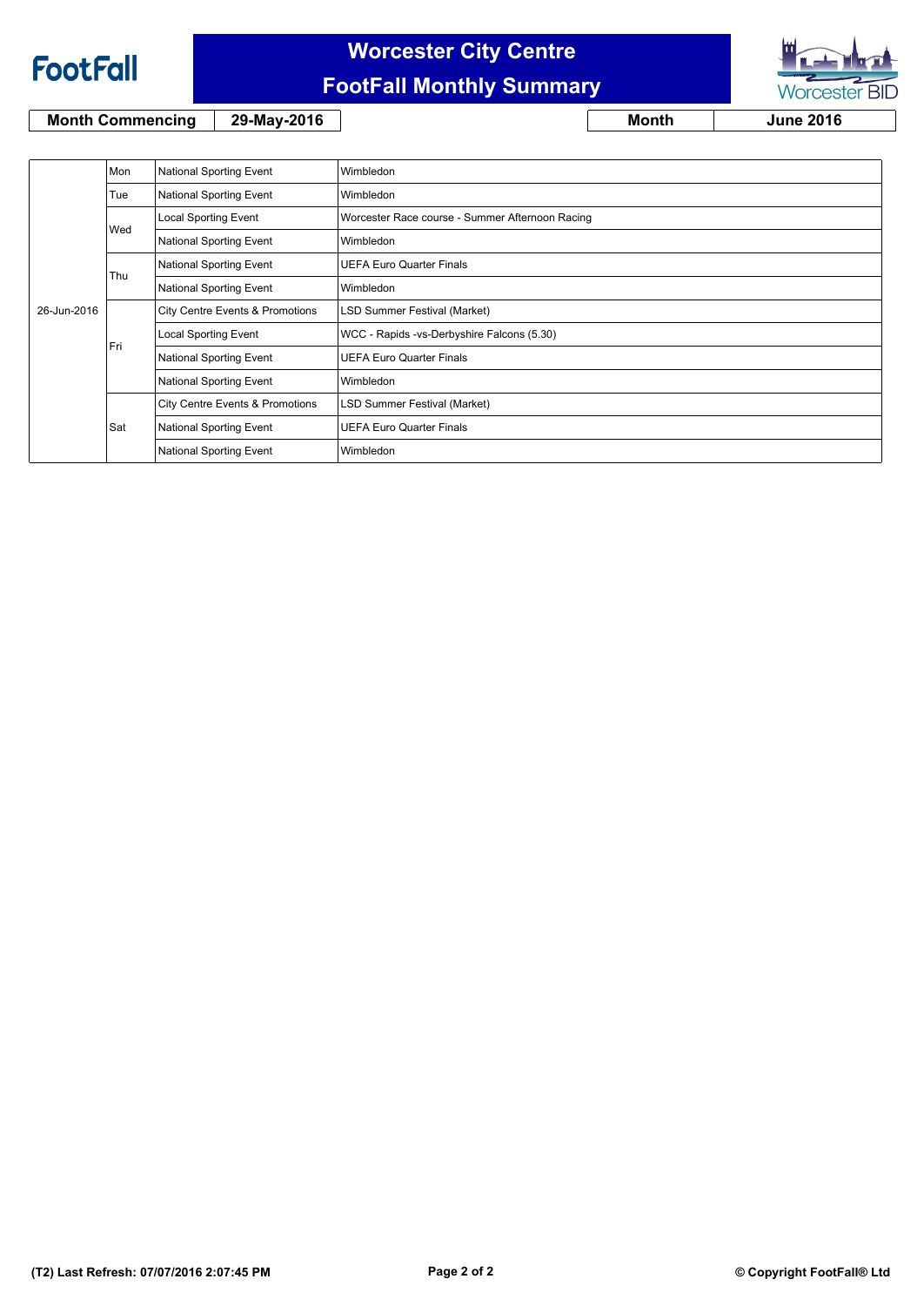# Worcester City Centre

## FootFall Monthly Summary

| Month Commencing | 29-May-2016 | Month | June 2016 |
|---|---|---|---|

| | | | |
|---|---|---|---|
| 26-Jun-2016 | Mon | National Sporting Event | Wimbledon |
| | Tue | National Sporting Event | Wimbledon |
| | Wed | Local Sporting Event | Worcester Race course - Summer Afternoon Racing |
| | | National Sporting Event | Wimbledon |
| | Thu | National Sporting Event | UEFA Euro Quarter Finals |
| | | National Sporting Event | Wimbledon |
| | Fri | City Centre Events & Promotions | LSD Summer Festival (Market) |
| | | Local Sporting Event | WCC - Rapids -vs-Derbyshire Falcons (5.30) |
| | | National Sporting Event | UEFA Euro Quarter Finals |
| | | National Sporting Event | Wimbledon |
| | Sat | City Centre Events & Promotions | LSD Summer Festival (Market) |
| | | National Sporting Event | UEFA Euro Quarter Finals |
| | | National Sporting Event | Wimbledon |

(T2) Last Refresh: 07/07/2016 2:07:45 PM

© Copyright FootFall® Ltd